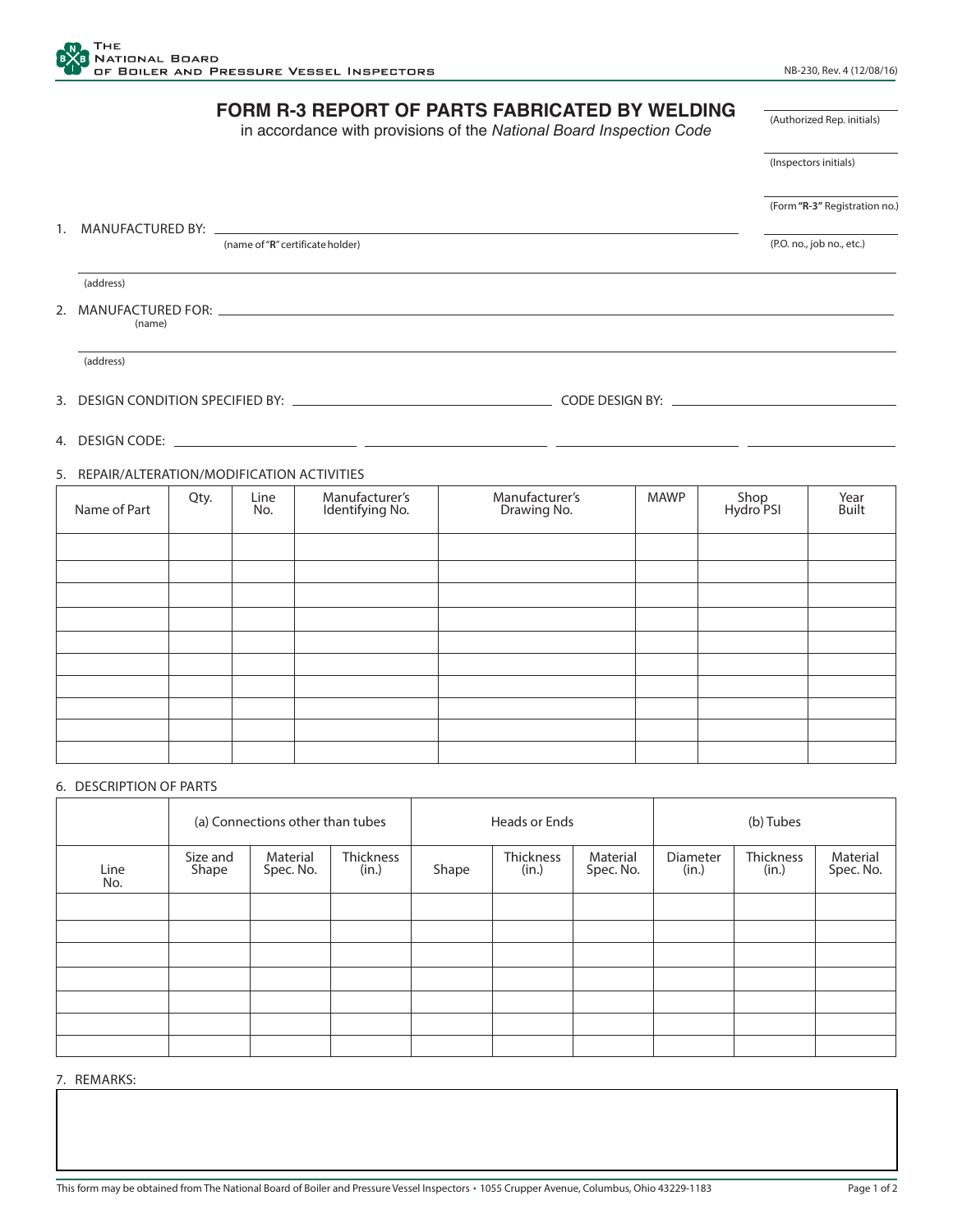THE NATIONAL BOARD OF BOILER AND PRESSURE VESSEL INSPECTORS

NB-230, Rev. 4 (12/08/16)

# FORM R-3 REPORT OF PARTS FABRICATED BY WELDING

in accordance with provisions of the *National Board Inspection Code*

(Authorized Rep. initials)

(Inspectors initials)

(Form **"R-3"** Registration no.)

(P.O. no., job no., etc.)

1. MANUFACTURED BY: ______________________
   (name of "**R**" certificate holder)

   (address)

2. MANUFACTURED FOR: ______________________
   (name)

   (address)

3. DESIGN CONDITION SPECIFIED BY: ______________________ CODE DESIGN BY: ______________________

4. DESIGN CODE: ______________ ______________ ______________ ______________

5. REPAIR/ALTERATION/MODIFICATION ACTIVITIES

| Name of Part | Qty. | Line No. | Manufacturer's Identifying No. | Manufacturer's Drawing No. | MAWP | Shop Hydro PSI | Year Built |
|---|---|---|---|---|---|---|---|
| | | | | | | | |
| | | | | | | | |
| | | | | | | | |
| | | | | | | | |
| | | | | | | | |
| | | | | | | | |
| | | | | | | | |
| | | | | | | | |
| | | | | | | | |
| | | | | | | | |

6. DESCRIPTION OF PARTS

| | (a) Connections other than tubes | | | Heads or Ends | | | (b) Tubes | | |
|---|---|---|---|---|---|---|---|---|---|
| Line No. | Size and Shape | Material Spec. No. | Thickness (in.) | Shape | Thickness (in.) | Material Spec. No. | Diameter (in.) | Thickness (in.) | Material Spec. No. |
| | | | | | | | | | |
| | | | | | | | | | |
| | | | | | | | | | |
| | | | | | | | | | |
| | | | | | | | | | |
| | | | | | | | | | |
| | | | | | | | | | |

7. REMARKS:

This form may be obtained from The National Board of Boiler and Pressure Vessel Inspectors • 1055 Crupper Avenue, Columbus, Ohio 43229-1183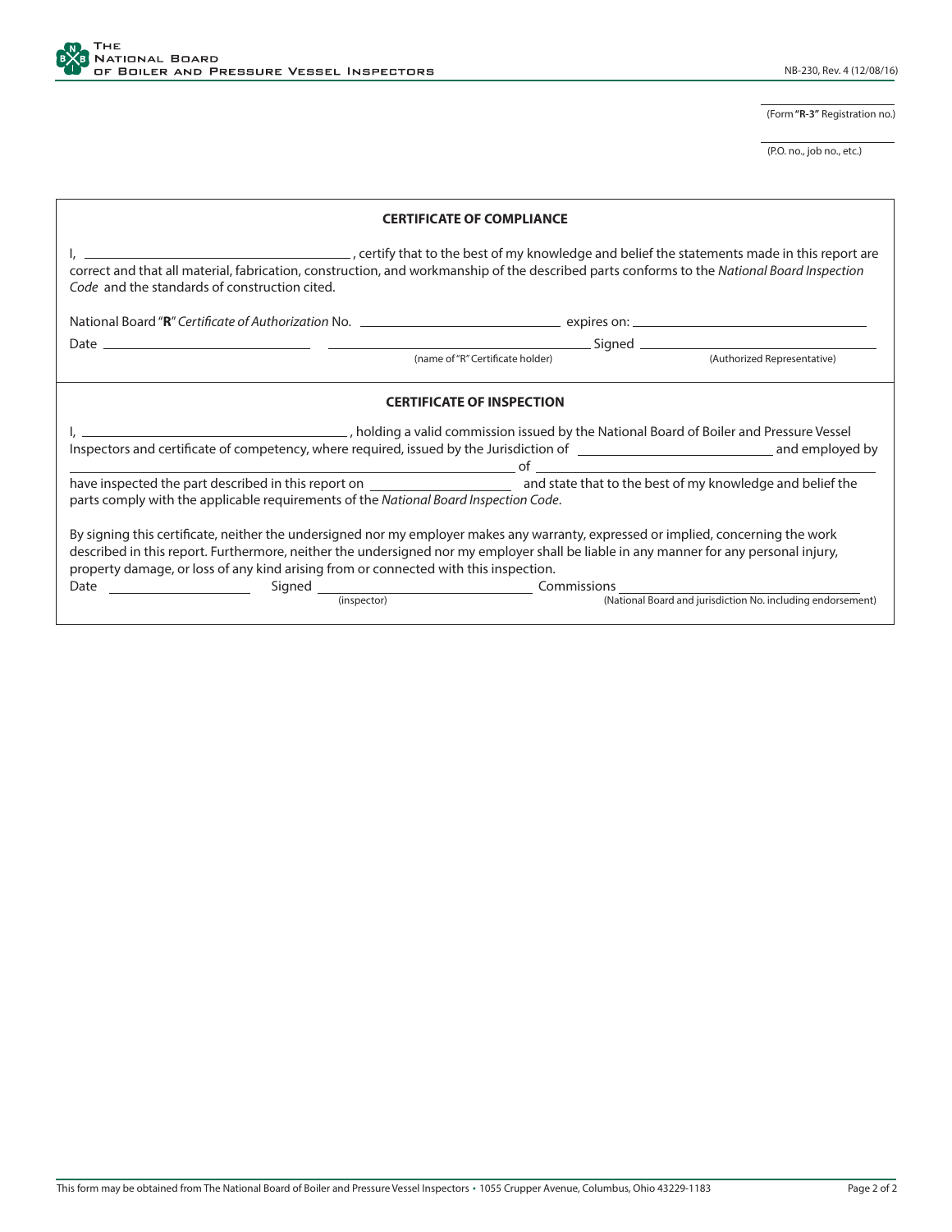(Form **"R-3"** Registration no.)

(P.O. no., job no., etc.)

## CERTIFICATE OF COMPLIANCE

I, ______________________________, certify that to the best of my knowledge and belief the statements made in this report are correct and that all material, fabrication, construction, and workmanship of the described parts conforms to the *National Board Inspection Code* and the standards of construction cited.

National Board "**R**" *Certificate of Authorization* No. ______________________ expires on: ______________________

Date ______________________ ______________________ Signed ______________________

(name of "R" Certificate holder) (Authorized Representative)

## CERTIFICATE OF INSPECTION

I, ______________________________, holding a valid commission issued by the National Board of Boiler and Pressure Vessel Inspectors and certificate of competency, where required, issued by the Jurisdiction of ______________________ and employed by ______________________ of ______________________ have inspected the part described in this report on ______________________ and state that to the best of my knowledge and belief the parts comply with the applicable requirements of the *National Board Inspection Code*.

By signing this certificate, neither the undersigned nor my employer makes any warranty, expressed or implied, concerning the work described in this report. Furthermore, neither the undersigned nor my employer shall be liable in any manner for any personal injury, property damage, or loss of any kind arising from or connected with this inspection.

Date ______________________ Signed ______________________ Commissions ______________________

(inspector) (National Board and jurisdiction No. including endorsement)